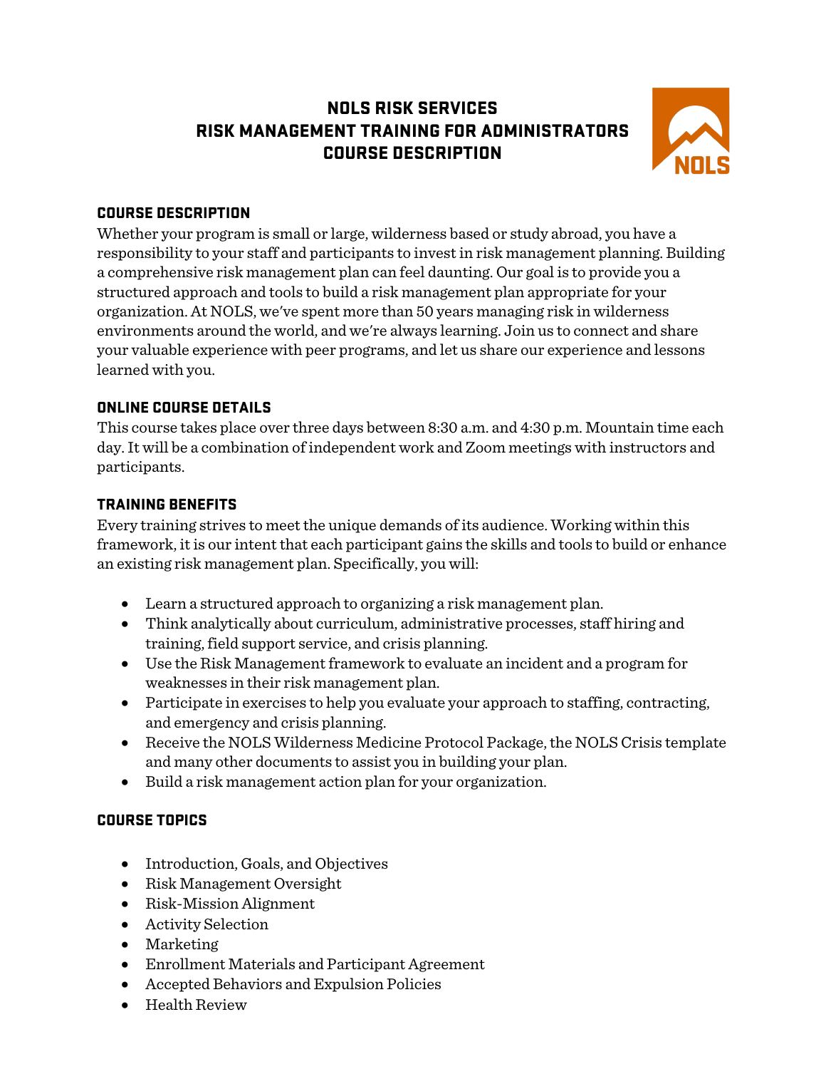# NOLS RISK SERVICES
# RISK MANAGEMENT TRAINING FOR ADMINISTRATORS
# COURSE DESCRIPTION

## COURSE DESCRIPTION

Whether your program is small or large, wilderness based or study abroad, you have a responsibility to your staff and participants to invest in risk management planning. Building a comprehensive risk management plan can feel daunting. Our goal is to provide you a structured approach and tools to build a risk management plan appropriate for your organization. At NOLS, we've spent more than 50 years managing risk in wilderness environments around the world, and we're always learning. Join us to connect and share your valuable experience with peer programs, and let us share our experience and lessons learned with you.

## ONLINE COURSE DETAILS

This course takes place over three days between 8:30 a.m. and 4:30 p.m. Mountain time each day. It will be a combination of independent work and Zoom meetings with instructors and participants.

## TRAINING BENEFITS

Every training strives to meet the unique demands of its audience. Working within this framework, it is our intent that each participant gains the skills and tools to build or enhance an existing risk management plan. Specifically, you will:

- Learn a structured approach to organizing a risk management plan.
- Think analytically about curriculum, administrative processes, staff hiring and training, field support service, and crisis planning.
- Use the Risk Management framework to evaluate an incident and a program for weaknesses in their risk management plan.
- Participate in exercises to help you evaluate your approach to staffing, contracting, and emergency and crisis planning.
- Receive the NOLS Wilderness Medicine Protocol Package, the NOLS Crisis template and many other documents to assist you in building your plan.
- Build a risk management action plan for your organization.

## COURSE TOPICS

- Introduction, Goals, and Objectives
- Risk Management Oversight
- Risk-Mission Alignment
- Activity Selection
- Marketing
- Enrollment Materials and Participant Agreement
- Accepted Behaviors and Expulsion Policies
- Health Review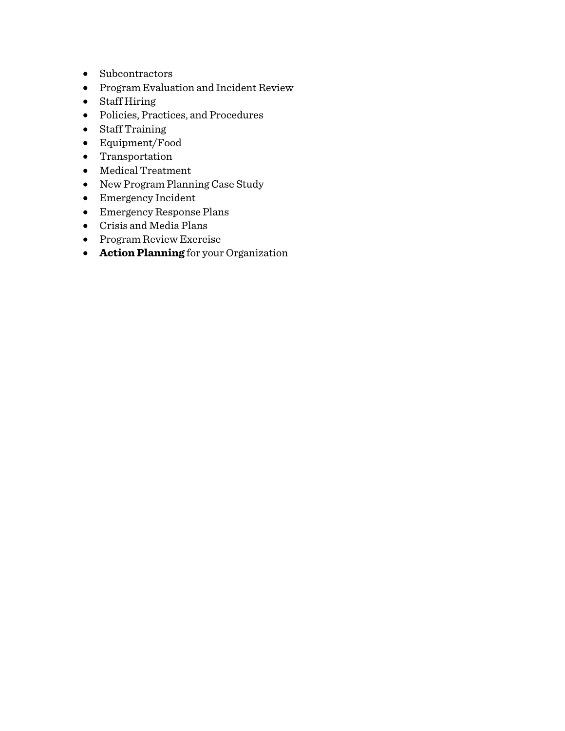- Subcontractors
- Program Evaluation and Incident Review
- Staff Hiring
- Policies, Practices, and Procedures
- Staff Training
- Equipment/Food
- Transportation
- Medical Treatment
- New Program Planning Case Study
- Emergency Incident
- Emergency Response Plans
- Crisis and Media Plans
- Program Review Exercise
- **Action Planning** for your Organization